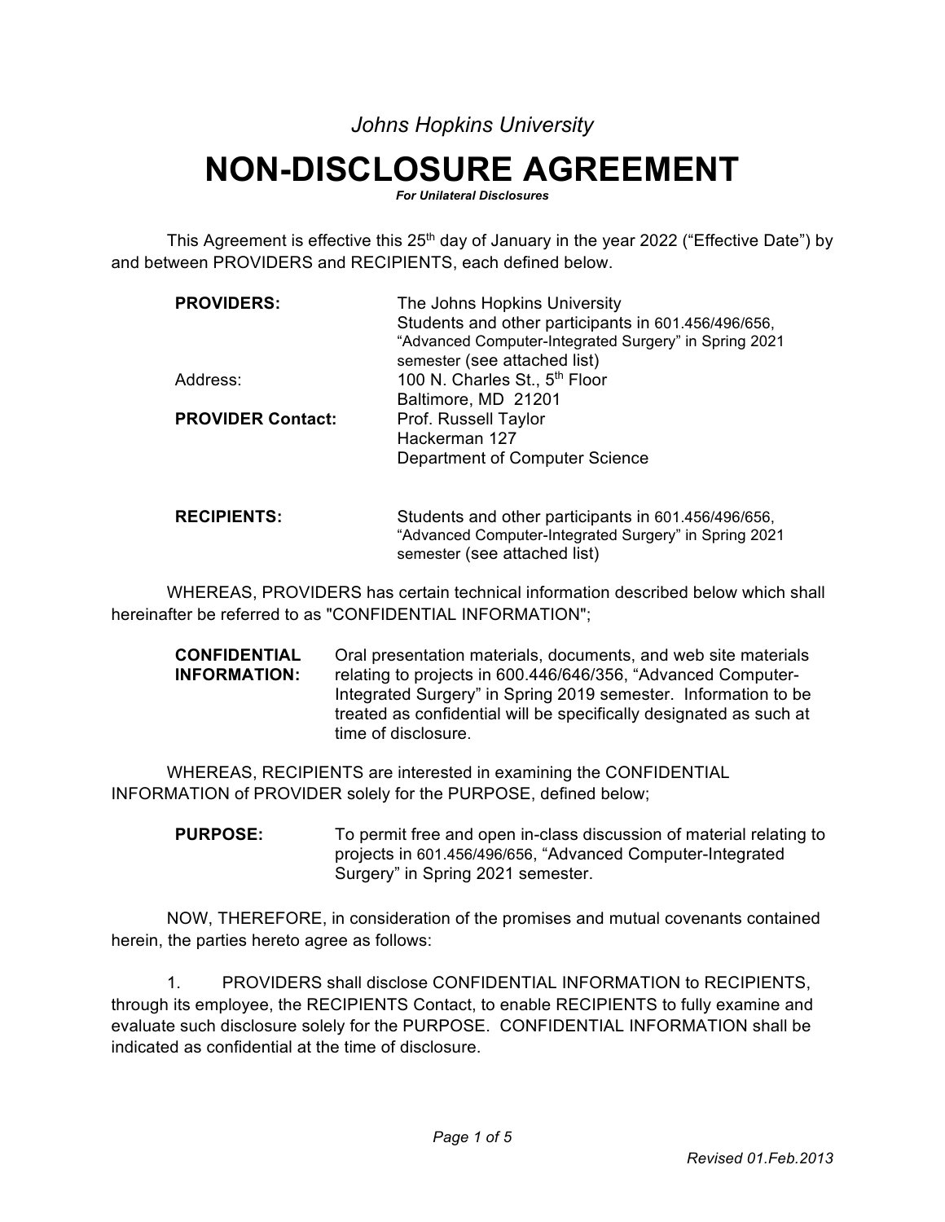*Johns Hopkins University*

# NON-DISCLOSURE AGREEMENT

***For Unilateral Disclosures***

This Agreement is effective this 25th day of January in the year 2022 ("Effective Date") by and between PROVIDERS and RECIPIENTS, each defined below.

| | |
|---|---|
| **PROVIDERS:** | The Johns Hopkins University<br>Students and other participants in 601.456/496/656, "Advanced Computer-Integrated Surgery" in Spring 2021 semester (see attached list) |
| Address: | 100 N. Charles St., 5th Floor<br>Baltimore, MD 21201 |
| **PROVIDER Contact:** | Prof. Russell Taylor<br>Hackerman 127<br>Department of Computer Science |
| **RECIPIENTS:** | Students and other participants in 601.456/496/656, "Advanced Computer-Integrated Surgery" in Spring 2021 semester (see attached list) |

WHEREAS, PROVIDERS has certain technical information described below which shall hereinafter be referred to as "CONFIDENTIAL INFORMATION";

**CONFIDENTIAL INFORMATION:** Oral presentation materials, documents, and web site materials relating to projects in 600.446/646/356, "Advanced Computer-Integrated Surgery" in Spring 2019 semester. Information to be treated as confidential will be specifically designated as such at time of disclosure.

WHEREAS, RECIPIENTS are interested in examining the CONFIDENTIAL INFORMATION of PROVIDER solely for the PURPOSE, defined below;

**PURPOSE:** To permit free and open in-class discussion of material relating to projects in 601.456/496/656, "Advanced Computer-Integrated Surgery" in Spring 2021 semester.

NOW, THEREFORE, in consideration of the promises and mutual covenants contained herein, the parties hereto agree as follows:

1. PROVIDERS shall disclose CONFIDENTIAL INFORMATION to RECIPIENTS, through its employee, the RECIPIENTS Contact, to enable RECIPIENTS to fully examine and evaluate such disclosure solely for the PURPOSE. CONFIDENTIAL INFORMATION shall be indicated as confidential at the time of disclosure.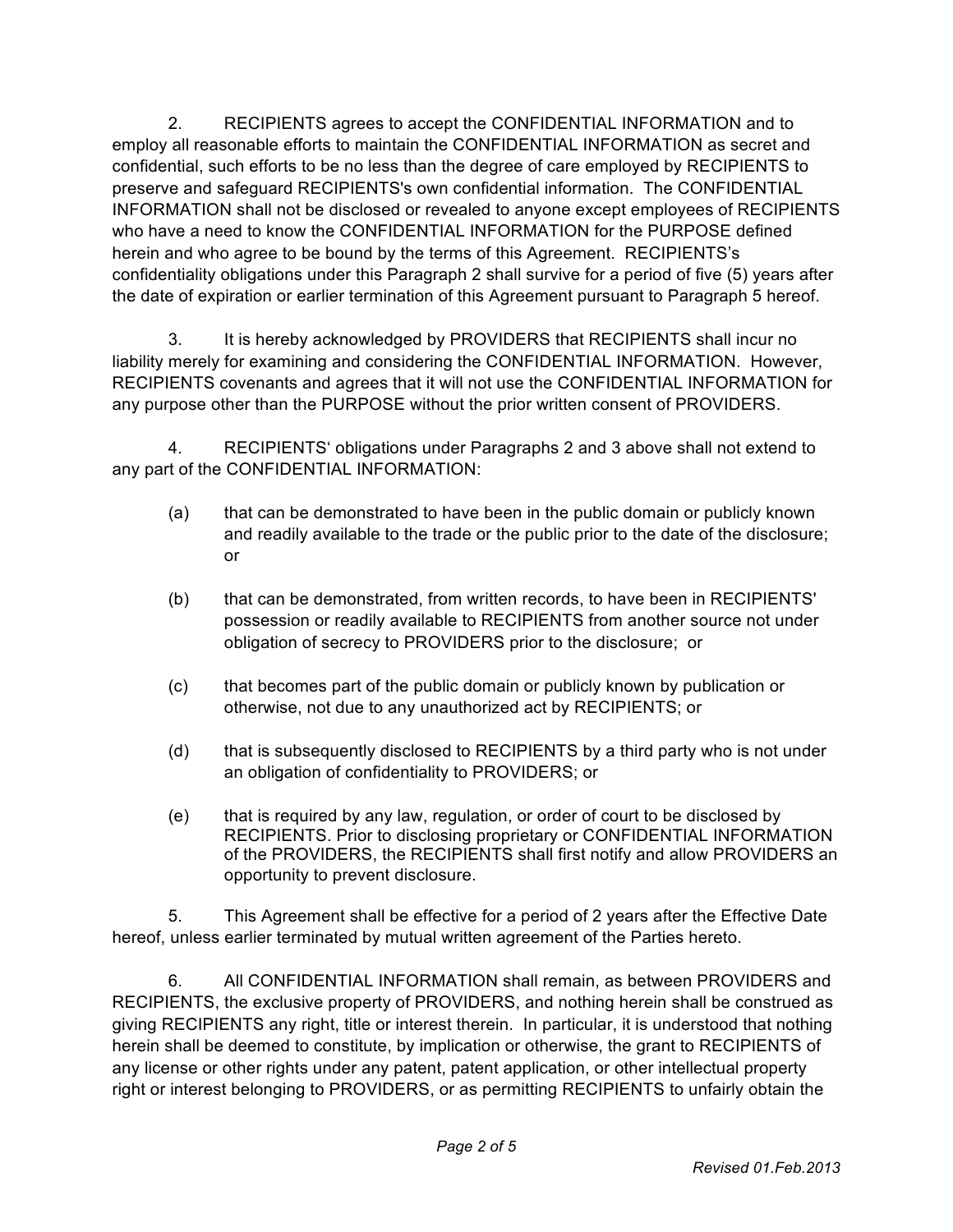2. RECIPIENTS agrees to accept the CONFIDENTIAL INFORMATION and to employ all reasonable efforts to maintain the CONFIDENTIAL INFORMATION as secret and confidential, such efforts to be no less than the degree of care employed by RECIPIENTS to preserve and safeguard RECIPIENTS's own confidential information. The CONFIDENTIAL INFORMATION shall not be disclosed or revealed to anyone except employees of RECIPIENTS who have a need to know the CONFIDENTIAL INFORMATION for the PURPOSE defined herein and who agree to be bound by the terms of this Agreement. RECIPIENTS's confidentiality obligations under this Paragraph 2 shall survive for a period of five (5) years after the date of expiration or earlier termination of this Agreement pursuant to Paragraph 5 hereof.

3. It is hereby acknowledged by PROVIDERS that RECIPIENTS shall incur no liability merely for examining and considering the CONFIDENTIAL INFORMATION. However, RECIPIENTS covenants and agrees that it will not use the CONFIDENTIAL INFORMATION for any purpose other than the PURPOSE without the prior written consent of PROVIDERS.

4. RECIPIENTS' obligations under Paragraphs 2 and 3 above shall not extend to any part of the CONFIDENTIAL INFORMATION:

(a) that can be demonstrated to have been in the public domain or publicly known and readily available to the trade or the public prior to the date of the disclosure; or

(b) that can be demonstrated, from written records, to have been in RECIPIENTS' possession or readily available to RECIPIENTS from another source not under obligation of secrecy to PROVIDERS prior to the disclosure; or

(c) that becomes part of the public domain or publicly known by publication or otherwise, not due to any unauthorized act by RECIPIENTS; or

(d) that is subsequently disclosed to RECIPIENTS by a third party who is not under an obligation of confidentiality to PROVIDERS; or

(e) that is required by any law, regulation, or order of court to be disclosed by RECIPIENTS. Prior to disclosing proprietary or CONFIDENTIAL INFORMATION of the PROVIDERS, the RECIPIENTS shall first notify and allow PROVIDERS an opportunity to prevent disclosure.

5. This Agreement shall be effective for a period of 2 years after the Effective Date hereof, unless earlier terminated by mutual written agreement of the Parties hereto.

6. All CONFIDENTIAL INFORMATION shall remain, as between PROVIDERS and RECIPIENTS, the exclusive property of PROVIDERS, and nothing herein shall be construed as giving RECIPIENTS any right, title or interest therein. In particular, it is understood that nothing herein shall be deemed to constitute, by implication or otherwise, the grant to RECIPIENTS of any license or other rights under any patent, patent application, or other intellectual property right or interest belonging to PROVIDERS, or as permitting RECIPIENTS to unfairly obtain the

*Revised 01.Feb.2013*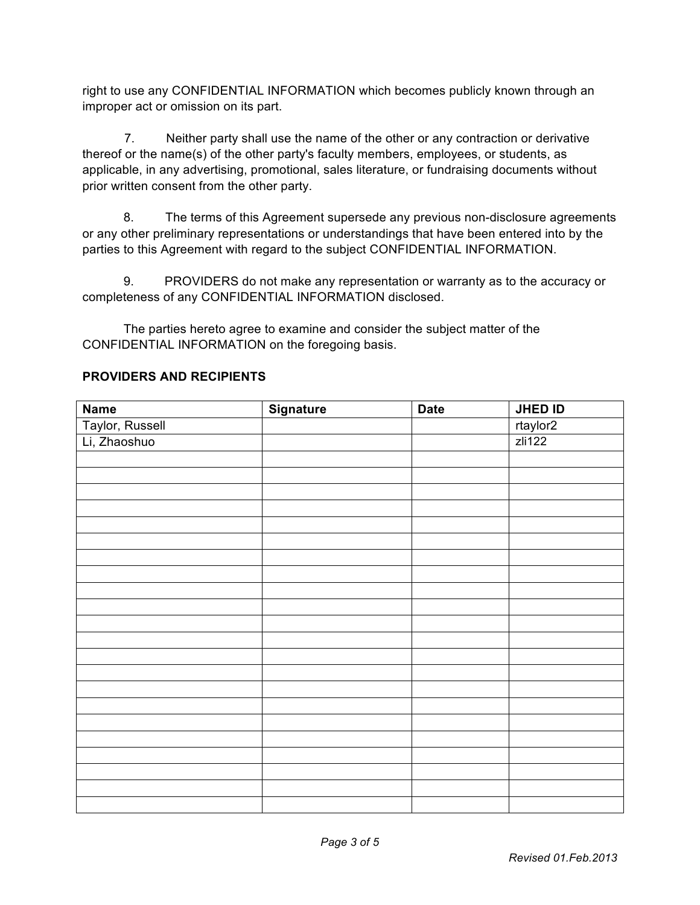right to use any CONFIDENTIAL INFORMATION which becomes publicly known through an improper act or omission on its part.

7. Neither party shall use the name of the other or any contraction or derivative thereof or the name(s) of the other party's faculty members, employees, or students, as applicable, in any advertising, promotional, sales literature, or fundraising documents without prior written consent from the other party.

8. The terms of this Agreement supersede any previous non-disclosure agreements or any other preliminary representations or understandings that have been entered into by the parties to this Agreement with regard to the subject CONFIDENTIAL INFORMATION.

9. PROVIDERS do not make any representation or warranty as to the accuracy or completeness of any CONFIDENTIAL INFORMATION disclosed.

The parties hereto agree to examine and consider the subject matter of the CONFIDENTIAL INFORMATION on the foregoing basis.

**PROVIDERS AND RECIPIENTS**

| Name | Signature | Date | JHED ID |
| --- | --- | --- | --- |
| Taylor, Russell | | | rtaylor2 |
| Li, Zhaoshuo | | | zli122 |
| | | | |
| | | | |
| | | | |
| | | | |
| | | | |
| | | | |
| | | | |
| | | | |
| | | | |
| | | | |
| | | | |
| | | | |
| | | | |
| | | | |
| | | | |
| | | | |
| | | | |
| | | | |
| | | | |
| | | | |
| | | | |
| | | | |

*Revised 01.Feb.2013*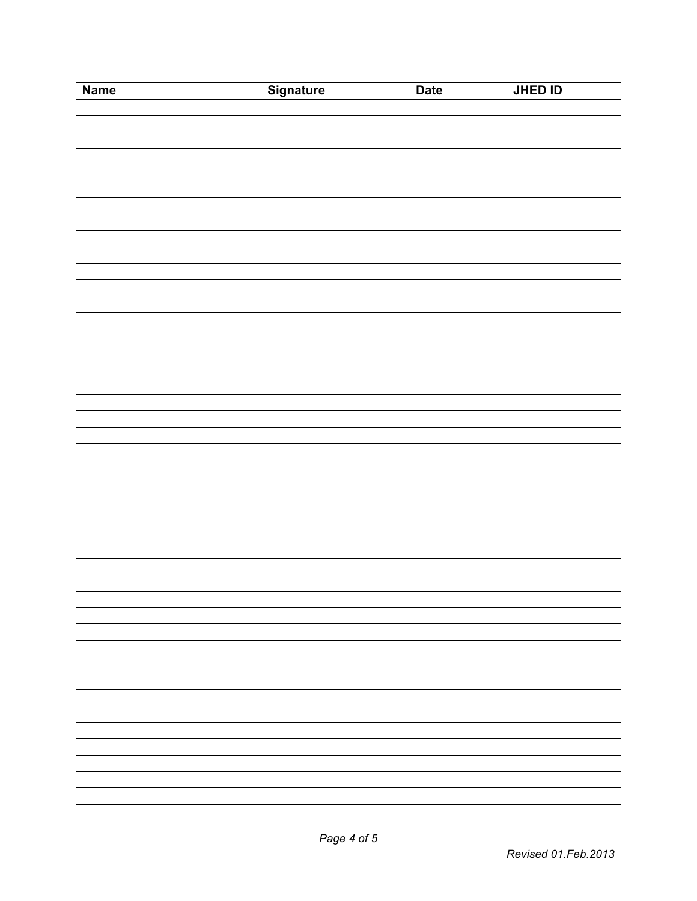| Name | Signature | Date | JHED ID |
| --- | --- | --- | --- |
| | | | |
| | | | |
| | | | |
| | | | |
| | | | |
| | | | |
| | | | |
| | | | |
| | | | |
| | | | |
| | | | |
| | | | |
| | | | |
| | | | |
| | | | |
| | | | |
| | | | |
| | | | |
| | | | |
| | | | |
| | | | |
| | | | |
| | | | |
| | | | |
| | | | |
| | | | |
| | | | |
| | | | |
| | | | |
| | | | |
| | | | |
| | | | |
| | | | |
| | | | |
| | | | |
| | | | |
| | | | |
| | | | |
| | | | |
| | | | |
| | | | |
| | | | |
| | | | |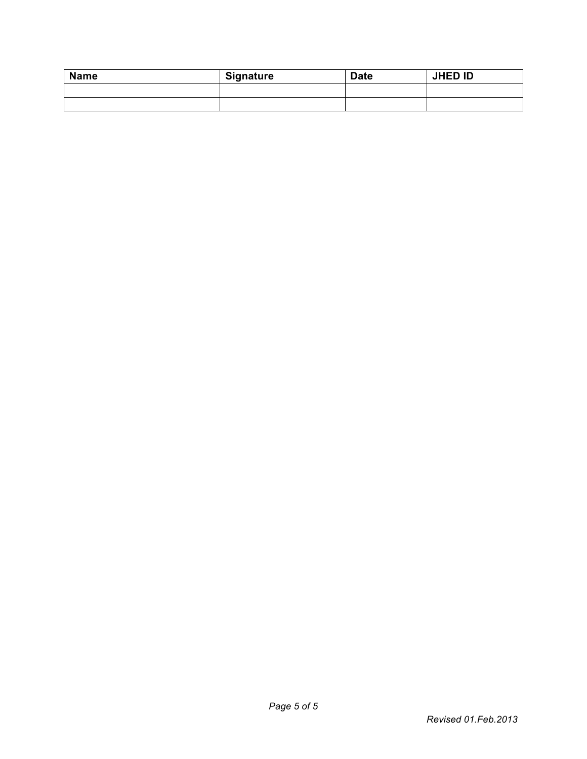| Name | Signature | Date | JHED ID |
|---|---|---|---|
| | | | |
| | | | |

*Revised 01.Feb.2013*